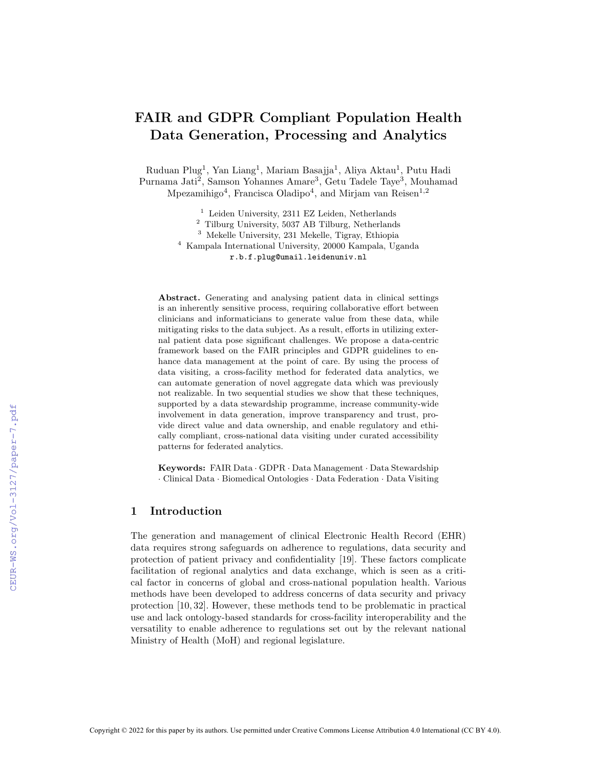# FAIR and GDPR Compliant Population Health Data Generation, Processing and Analytics

Ruduan Plug[1], Yan Liang[1], Mariam Basajja[1], Aliya Aktau[1], Putu Hadi Purnama Jati[2], Samson Yohannes Amare[3], Getu Tadele Taye[3], Mouhamad Mpezamihigo[4], Francisca Oladipo[4], and Mirjam van Reisen[1,2]

[1] Leiden University, 2311 EZ Leiden, Netherlands
[2] Tilburg University, 5037 AB Tilburg, Netherlands
[3] Mekelle University, 231 Mekelle, Tigray, Ethiopia
[4] Kampala International University, 20000 Kampala, Uganda
r.b.f.plug@umail.leidenuniv.nl

**Abstract.** Generating and analysing patient data in clinical settings is an inherently sensitive process, requiring collaborative effort between clinicians and informaticians to generate value from these data, while mitigating risks to the data subject. As a result, efforts in utilizing external patient data pose significant challenges. We propose a data-centric framework based on the FAIR principles and GDPR guidelines to enhance data management at the point of care. By using the process of data visiting, a cross-facility method for federated data analytics, we can automate generation of novel aggregate data which was previously not realizable. In two sequential studies we show that these techniques, supported by a data stewardship programme, increase community-wide involvement in data generation, improve transparency and trust, provide direct value and data ownership, and enable regulatory and ethically compliant, cross-national data visiting under curated accessibility patterns for federated analytics.

**Keywords:** FAIR Data · GDPR · Data Management · Data Stewardship · Clinical Data · Biomedical Ontologies · Data Federation · Data Visiting

## 1 Introduction

The generation and management of clinical Electronic Health Record (EHR) data requires strong safeguards on adherence to regulations, data security and protection of patient privacy and confidentiality [19]. These factors complicate facilitation of regional analytics and data exchange, which is seen as a critical factor in concerns of global and cross-national population health. Various methods have been developed to address concerns of data security and privacy protection [10, 32]. However, these methods tend to be problematic in practical use and lack ontology-based standards for cross-facility interoperability and the versatility to enable adherence to regulations set out by the relevant national Ministry of Health (MoH) and regional legislature.

Copyright © 2022 for this paper by its authors. Use permitted under Creative Commons License Attribution 4.0 International (CC BY 4.0).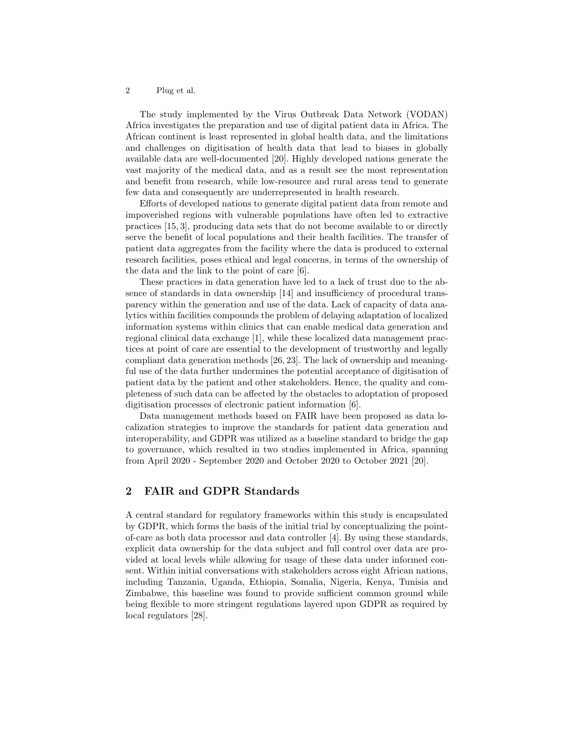The study implemented by the Virus Outbreak Data Network (VODAN) Africa investigates the preparation and use of digital patient data in Africa. The African continent is least represented in global health data, and the limitations and challenges on digitisation of health data that lead to biases in globally available data are well-documented [20]. Highly developed nations generate the vast majority of the medical data, and as a result see the most representation and benefit from research, while low-resource and rural areas tend to generate few data and consequently are underrepresented in health research.

Efforts of developed nations to generate digital patient data from remote and impoverished regions with vulnerable populations have often led to extractive practices [15, 3], producing data sets that do not become available to or directly serve the benefit of local populations and their health facilities. The transfer of patient data aggregates from the facility where the data is produced to external research facilities, poses ethical and legal concerns, in terms of the ownership of the data and the link to the point of care [6].

These practices in data generation have led to a lack of trust due to the absence of standards in data ownership [14] and insufficiency of procedural transparency within the generation and use of the data. Lack of capacity of data analytics within facilities compounds the problem of delaying adaptation of localized information systems within clinics that can enable medical data generation and regional clinical data exchange [1], while these localized data management practices at point of care are essential to the development of trustworthy and legally compliant data generation methods [26, 23]. The lack of ownership and meaningful use of the data further undermines the potential acceptance of digitisation of patient data by the patient and other stakeholders. Hence, the quality and completeness of such data can be affected by the obstacles to adoption of proposed digitisation processes of electronic patient information [6].

Data management methods based on FAIR have been proposed as data localization strategies to improve the standards for patient data generation and interoperability, and GDPR was utilized as a baseline standard to bridge the gap to governance, which resulted in two studies implemented in Africa, spanning from April 2020 - September 2020 and October 2020 to October 2021 [20].

## 2 FAIR and GDPR Standards

A central standard for regulatory frameworks within this study is encapsulated by GDPR, which forms the basis of the initial trial by conceptualizing the point-of-care as both data processor and data controller [4]. By using these standards, explicit data ownership for the data subject and full control over data are provided at local levels while allowing for usage of these data under informed consent. Within initial conversations with stakeholders across eight African nations, including Tanzania, Uganda, Ethiopia, Somalia, Nigeria, Kenya, Tunisia and Zimbabwe, this baseline was found to provide sufficient common ground while being flexible to more stringent regulations layered upon GDPR as required by local regulators [28].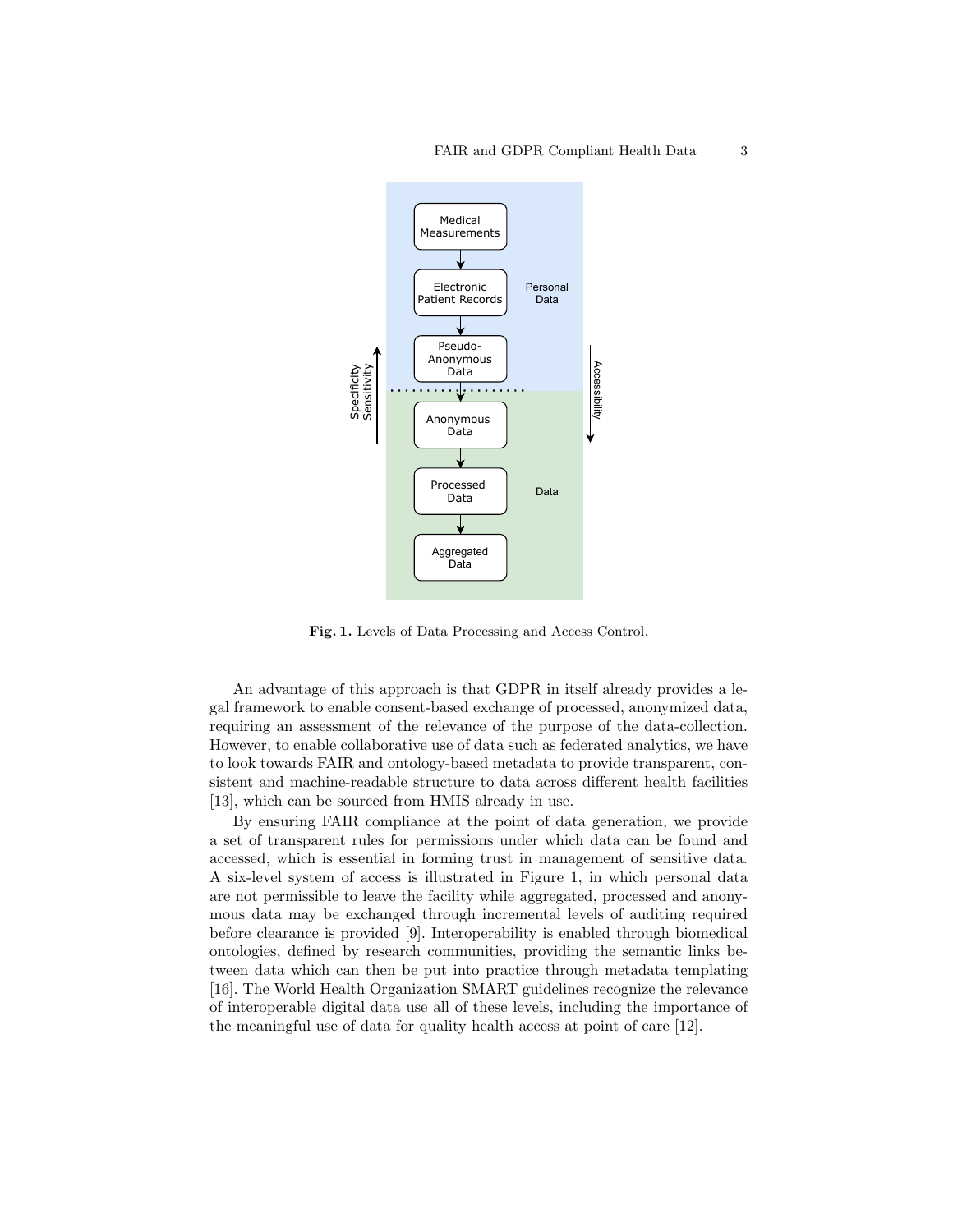Fig. 1. Levels of Data Processing and Access Control.

An advantage of this approach is that GDPR in itself already provides a legal framework to enable consent-based exchange of processed, anonymized data, requiring an assessment of the relevance of the purpose of the data-collection. However, to enable collaborative use of data such as federated analytics, we have to look towards FAIR and ontology-based metadata to provide transparent, consistent and machine-readable structure to data across different health facilities [13], which can be sourced from HMIS already in use.

By ensuring FAIR compliance at the point of data generation, we provide a set of transparent rules for permissions under which data can be found and accessed, which is essential in forming trust in management of sensitive data. A six-level system of access is illustrated in Figure 1, in which personal data are not permissible to leave the facility while aggregated, processed and anonymous data may be exchanged through incremental levels of auditing required before clearance is provided [9]. Interoperability is enabled through biomedical ontologies, defined by research communities, providing the semantic links between data which can then be put into practice through metadata templating [16]. The World Health Organization SMART guidelines recognize the relevance of interoperable digital data use all of these levels, including the importance of the meaningful use of data for quality health access at point of care [12].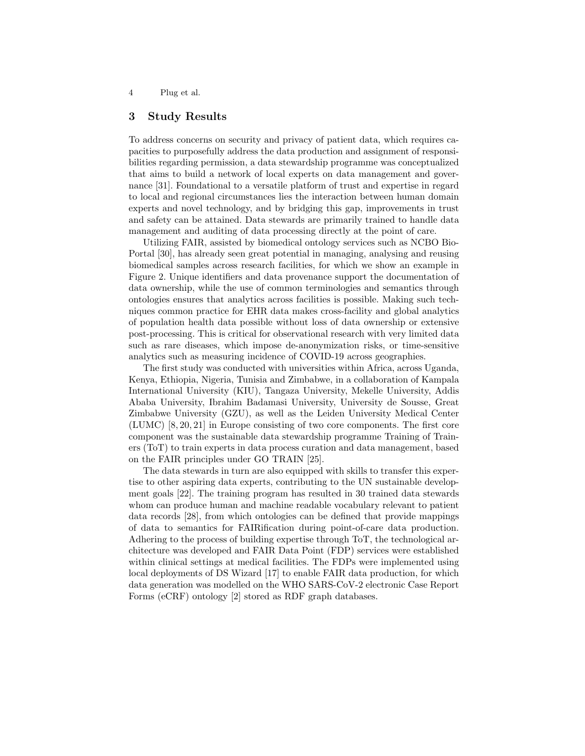## 3 Study Results

To address concerns on security and privacy of patient data, which requires capacities to purposefully address the data production and assignment of responsibilities regarding permission, a data stewardship programme was conceptualized that aims to build a network of local experts on data management and governance [31]. Foundational to a versatile platform of trust and expertise in regard to local and regional circumstances lies the interaction between human domain experts and novel technology, and by bridging this gap, improvements in trust and safety can be attained. Data stewards are primarily trained to handle data management and auditing of data processing directly at the point of care.

Utilizing FAIR, assisted by biomedical ontology services such as NCBO BioPortal [30], has already seen great potential in managing, analysing and reusing biomedical samples across research facilities, for which we show an example in Figure 2. Unique identifiers and data provenance support the documentation of data ownership, while the use of common terminologies and semantics through ontologies ensures that analytics across facilities is possible. Making such techniques common practice for EHR data makes cross-facility and global analytics of population health data possible without loss of data ownership or extensive post-processing. This is critical for observational research with very limited data such as rare diseases, which impose de-anonymization risks, or time-sensitive analytics such as measuring incidence of COVID-19 across geographies.

The first study was conducted with universities within Africa, across Uganda, Kenya, Ethiopia, Nigeria, Tunisia and Zimbabwe, in a collaboration of Kampala International University (KIU), Tangaza University, Mekelle University, Addis Ababa University, Ibrahim Badamasi University, University de Sousse, Great Zimbabwe University (GZU), as well as the Leiden University Medical Center (LUMC) [8, 20, 21] in Europe consisting of two core components. The first core component was the sustainable data stewardship programme Training of Trainers (ToT) to train experts in data process curation and data management, based on the FAIR principles under GO TRAIN [25].

The data stewards in turn are also equipped with skills to transfer this expertise to other aspiring data experts, contributing to the UN sustainable development goals [22]. The training program has resulted in 30 trained data stewards whom can produce human and machine readable vocabulary relevant to patient data records [28], from which ontologies can be defined that provide mappings of data to semantics for FAIRification during point-of-care data production. Adhering to the process of building expertise through ToT, the technological architecture was developed and FAIR Data Point (FDP) services were established within clinical settings at medical facilities. The FDPs were implemented using local deployments of DS Wizard [17] to enable FAIR data production, for which data generation was modelled on the WHO SARS-CoV-2 electronic Case Report Forms (eCRF) ontology [2] stored as RDF graph databases.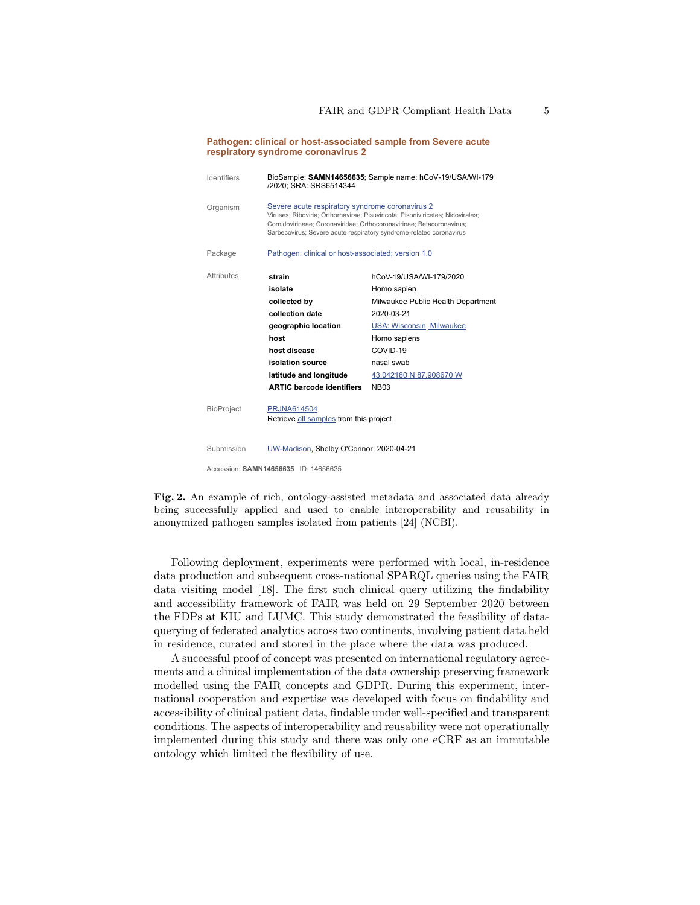**Pathogen: clinical or host-associated sample from Severe acute respiratory syndrome coronavirus 2**

| | |
|---|---|
| Identifiers | BioSample: **SAMN14656635**; Sample name: hCoV-19/USA/WI-179/2020; SRA: SRS6514344 |
| Organism | Severe acute respiratory syndrome coronavirus 2<br>Viruses; Riboviria; Orthornavirae; Pisuviricota; Pisoniviricetes; Nidovirales; Cornidovirineae; Coronaviridae; Orthocoronavirinae; Betacoronavirus; Sarbecovirus; Severe acute respiratory syndrome-related coronavirus |
| Package | Pathogen: clinical or host-associated; version 1.0 |

Attributes

| | |
|---|---|
| **strain** | hCoV-19/USA/WI-179/2020 |
| **isolate** | Homo sapien |
| **collected by** | Milwaukee Public Health Department |
| **collection date** | 2020-03-21 |
| **geographic location** | USA: Wisconsin, Milwaukee |
| **host** | Homo sapiens |
| **host disease** | COVID-19 |
| **isolation source** | nasal swab |
| **latitude and longitude** | 43.042180 N 87.908670 W |
| **ARTIC barcode identifiers** | NB03 |

| | |
|---|---|
| BioProject | PRJNA614504<br>Retrieve all samples from this project |
| Submission | UW-Madison, Shelby O'Connor; 2020-04-21 |

Accession: **SAMN14656635** ID: 14656635

**Fig. 2.** An example of rich, ontology-assisted metadata and associated data already being successfully applied and used to enable interoperability and reusability in anonymized pathogen samples isolated from patients [24] (NCBI).

Following deployment, experiments were performed with local, in-residence data production and subsequent cross-national SPARQL queries using the FAIR data visiting model [18]. The first such clinical query utilizing the findability and accessibility framework of FAIR was held on 29 September 2020 between the FDPs at KIU and LUMC. This study demonstrated the feasibility of data-querying of federated analytics across two continents, involving patient data held in residence, curated and stored in the place where the data was produced.

A successful proof of concept was presented on international regulatory agreements and a clinical implementation of the data ownership preserving framework modelled using the FAIR concepts and GDPR. During this experiment, international cooperation and expertise was developed with focus on findability and accessibility of clinical patient data, findable under well-specified and transparent conditions. The aspects of interoperability and reusability were not operationally implemented during this study and there was only one eCRF as an immutable ontology which limited the flexibility of use.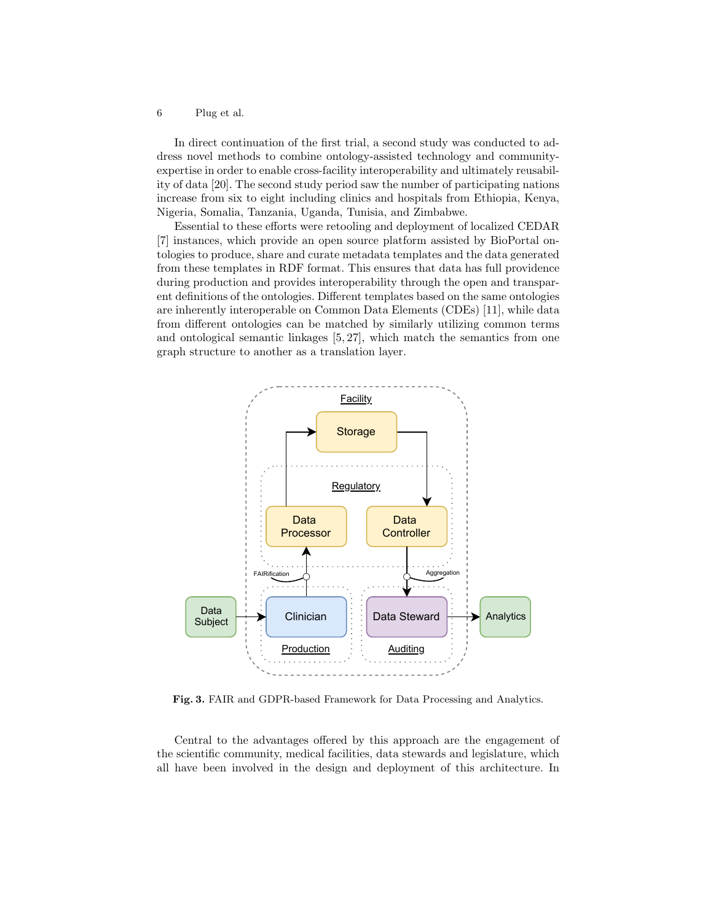In direct continuation of the first trial, a second study was conducted to address novel methods to combine ontology-assisted technology and community-expertise in order to enable cross-facility interoperability and ultimately reusability of data [20]. The second study period saw the number of participating nations increase from six to eight including clinics and hospitals from Ethiopia, Kenya, Nigeria, Somalia, Tanzania, Uganda, Tunisia, and Zimbabwe.

Essential to these efforts were retooling and deployment of localized CEDAR [7] instances, which provide an open source platform assisted by BioPortal ontologies to produce, share and curate metadata templates and the data generated from these templates in RDF format. This ensures that data has full providence during production and provides interoperability through the open and transparent definitions of the ontologies. Different templates based on the same ontologies are inherently interoperable on Common Data Elements (CDEs) [11], while data from different ontologies can be matched by similarly utilizing common terms and ontological semantic linkages [5, 27], which match the semantics from one graph structure to another as a translation layer.

**Fig. 3.** FAIR and GDPR-based Framework for Data Processing and Analytics.

Central to the advantages offered by this approach are the engagement of the scientific community, medical facilities, data stewards and legislature, which all have been involved in the design and deployment of this architecture. In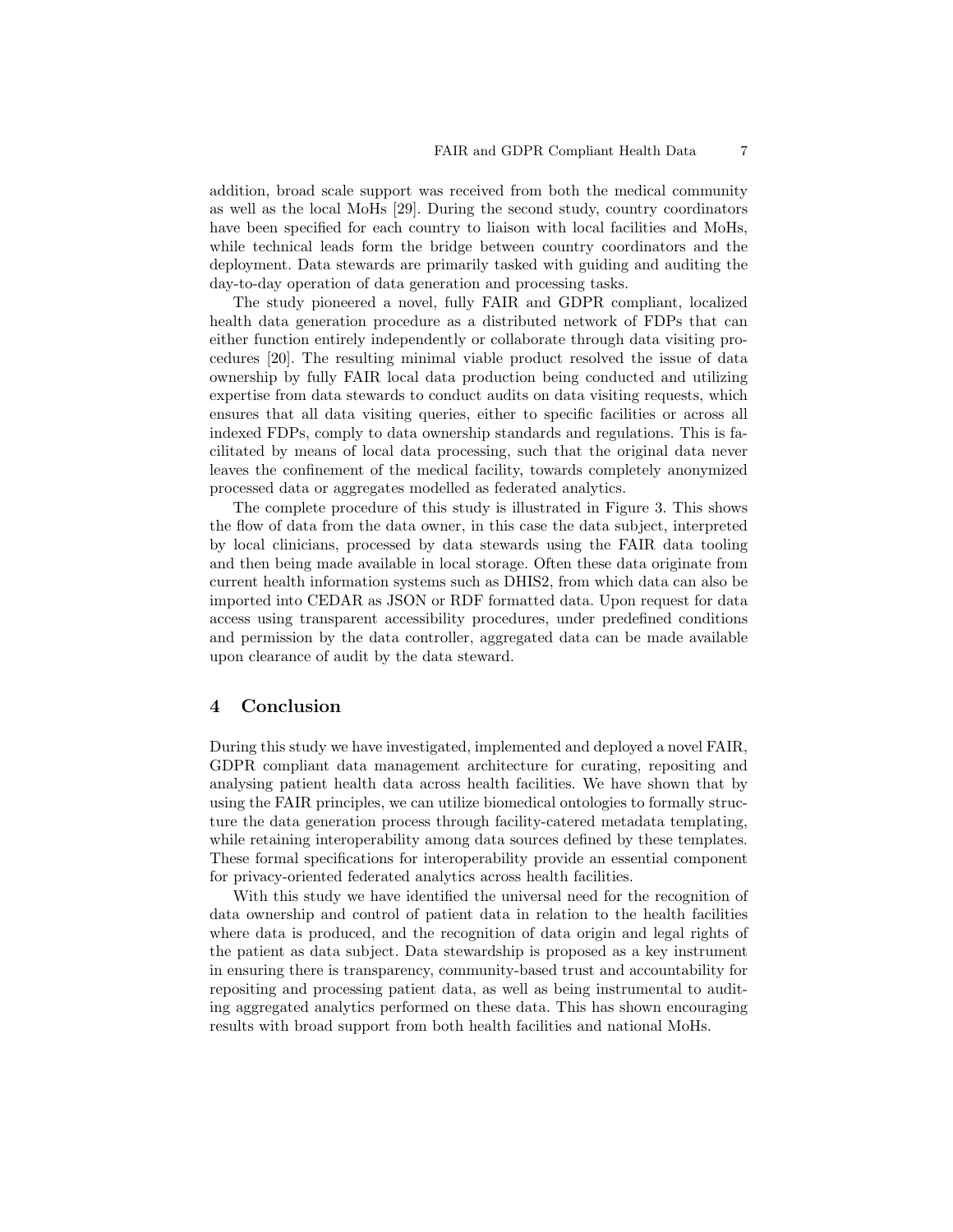addition, broad scale support was received from both the medical community as well as the local MoHs [29]. During the second study, country coordinators have been specified for each country to liaison with local facilities and MoHs, while technical leads form the bridge between country coordinators and the deployment. Data stewards are primarily tasked with guiding and auditing the day-to-day operation of data generation and processing tasks.

The study pioneered a novel, fully FAIR and GDPR compliant, localized health data generation procedure as a distributed network of FDPs that can either function entirely independently or collaborate through data visiting procedures [20]. The resulting minimal viable product resolved the issue of data ownership by fully FAIR local data production being conducted and utilizing expertise from data stewards to conduct audits on data visiting requests, which ensures that all data visiting queries, either to specific facilities or across all indexed FDPs, comply to data ownership standards and regulations. This is facilitated by means of local data processing, such that the original data never leaves the confinement of the medical facility, towards completely anonymized processed data or aggregates modelled as federated analytics.

The complete procedure of this study is illustrated in Figure 3. This shows the flow of data from the data owner, in this case the data subject, interpreted by local clinicians, processed by data stewards using the FAIR data tooling and then being made available in local storage. Often these data originate from current health information systems such as DHIS2, from which data can also be imported into CEDAR as JSON or RDF formatted data. Upon request for data access using transparent accessibility procedures, under predefined conditions and permission by the data controller, aggregated data can be made available upon clearance of audit by the data steward.

## 4 Conclusion

During this study we have investigated, implemented and deployed a novel FAIR, GDPR compliant data management architecture for curating, repositing and analysing patient health data across health facilities. We have shown that by using the FAIR principles, we can utilize biomedical ontologies to formally structure the data generation process through facility-catered metadata templating, while retaining interoperability among data sources defined by these templates. These formal specifications for interoperability provide an essential component for privacy-oriented federated analytics across health facilities.

With this study we have identified the universal need for the recognition of data ownership and control of patient data in relation to the health facilities where data is produced, and the recognition of data origin and legal rights of the patient as data subject. Data stewardship is proposed as a key instrument in ensuring there is transparency, community-based trust and accountability for repositing and processing patient data, as well as being instrumental to auditing aggregated analytics performed on these data. This has shown encouraging results with broad support from both health facilities and national MoHs.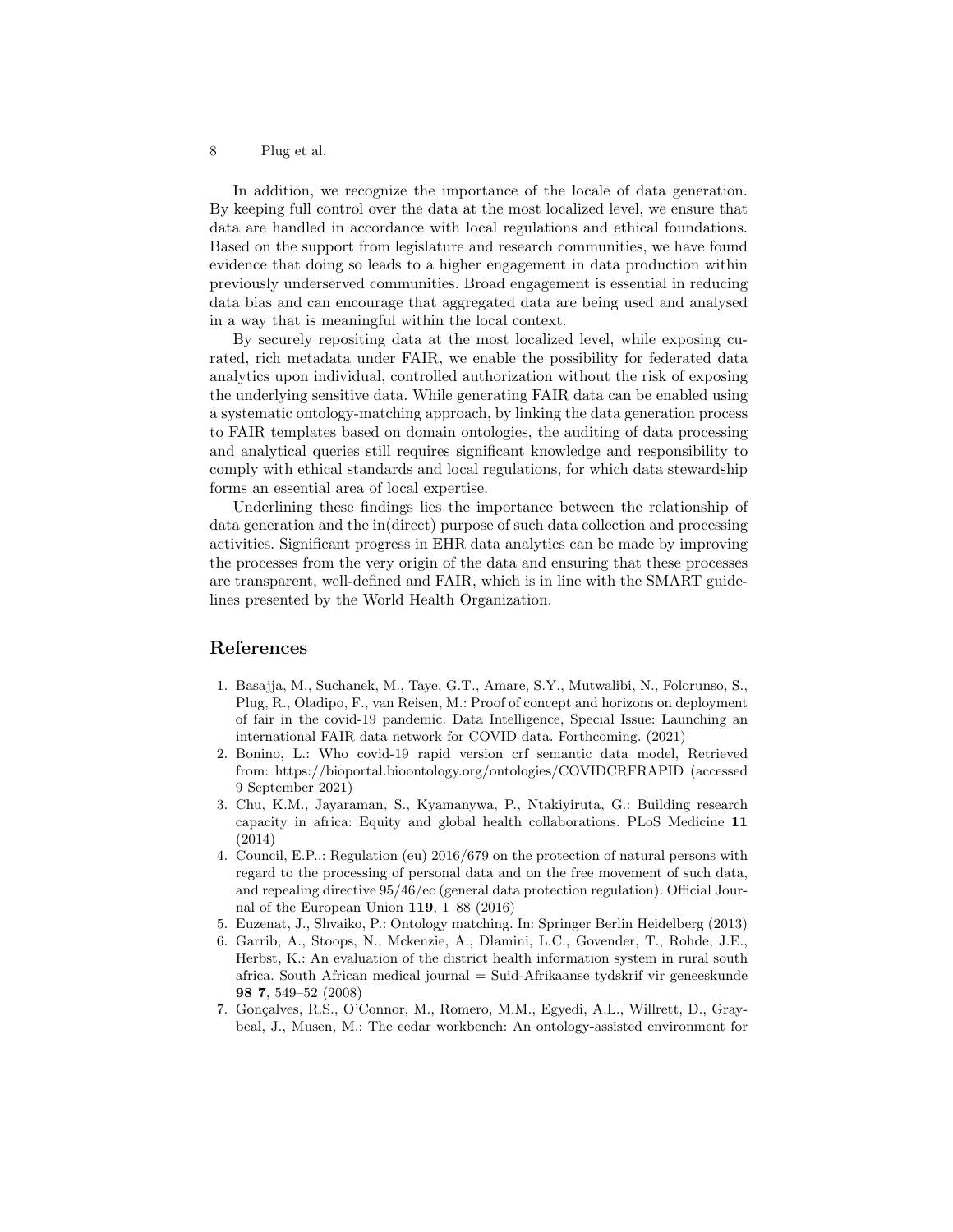In addition, we recognize the importance of the locale of data generation. By keeping full control over the data at the most localized level, we ensure that data are handled in accordance with local regulations and ethical foundations. Based on the support from legislature and research communities, we have found evidence that doing so leads to a higher engagement in data production within previously underserved communities. Broad engagement is essential in reducing data bias and can encourage that aggregated data are being used and analysed in a way that is meaningful within the local context.

By securely repositing data at the most localized level, while exposing curated, rich metadata under FAIR, we enable the possibility for federated data analytics upon individual, controlled authorization without the risk of exposing the underlying sensitive data. While generating FAIR data can be enabled using a systematic ontology-matching approach, by linking the data generation process to FAIR templates based on domain ontologies, the auditing of data processing and analytical queries still requires significant knowledge and responsibility to comply with ethical standards and local regulations, for which data stewardship forms an essential area of local expertise.

Underlining these findings lies the importance between the relationship of data generation and the in(direct) purpose of such data collection and processing activities. Significant progress in EHR data analytics can be made by improving the processes from the very origin of the data and ensuring that these processes are transparent, well-defined and FAIR, which is in line with the SMART guidelines presented by the World Health Organization.

## References

1. Basajja, M., Suchanek, M., Taye, G.T., Amare, S.Y., Mutwalibi, N., Folorunso, S., Plug, R., Oladipo, F., van Reisen, M.: Proof of concept and horizons on deployment of fair in the covid-19 pandemic. Data Intelligence, Special Issue: Launching an international FAIR data network for COVID data. Forthcoming. (2021)
2. Bonino, L.: Who covid-19 rapid version crf semantic data model, Retrieved from: https://bioportal.bioontology.org/ontologies/COVIDCRFRAPID (accessed 9 September 2021)
3. Chu, K.M., Jayaraman, S., Kyamanywa, P., Ntakiyiruta, G.: Building research capacity in africa: Equity and global health collaborations. PLoS Medicine **11** (2014)
4. Council, E.P..: Regulation (eu) 2016/679 on the protection of natural persons with regard to the processing of personal data and on the free movement of such data, and repealing directive 95/46/ec (general data protection regulation). Official Journal of the European Union **119**, 1–88 (2016)
5. Euzenat, J., Shvaiko, P.: Ontology matching. In: Springer Berlin Heidelberg (2013)
6. Garrib, A., Stoops, N., Mckenzie, A., Dlamini, L.C., Govender, T., Rohde, J.E., Herbst, K.: An evaluation of the district health information system in rural south africa. South African medical journal = Suid-Afrikaanse tydskrif vir geneeskunde **98 7**, 549–52 (2008)
7. Gonçalves, R.S., O'Connor, M., Romero, M.M., Egyedi, A.L., Willrett, D., Graybeal, J., Musen, M.: The cedar workbench: An ontology-assisted environment for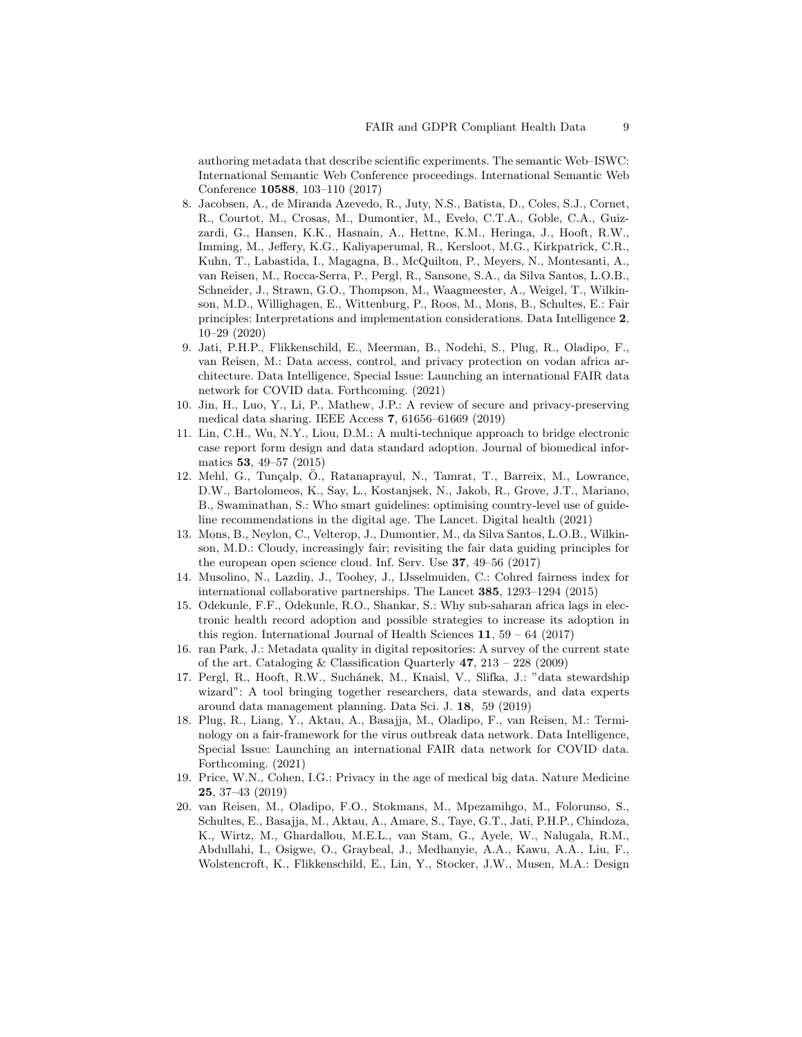authoring metadata that describe scientific experiments. The semantic Web–ISWC: International Semantic Web Conference proceedings. International Semantic Web Conference **10588**, 103–110 (2017)

8. Jacobsen, A., de Miranda Azevedo, R., Juty, N.S., Batista, D., Coles, S.J., Cornet, R., Courtot, M., Crosas, M., Dumontier, M., Evelo, C.T.A., Goble, C.A., Guizzardi, G., Hansen, K.K., Hasnain, A., Hettne, K.M., Heringa, J., Hooft, R.W., Imming, M., Jeffery, K.G., Kaliyaperumal, R., Kersloot, M.G., Kirkpatrick, C.R., Kuhn, T., Labastida, I., Magagna, B., McQuilton, P., Meyers, N., Montesanti, A., van Reisen, M., Rocca-Serra, P., Pergl, R., Sansone, S.A., da Silva Santos, L.O.B., Schneider, J., Strawn, G.O., Thompson, M., Waagmeester, A., Weigel, T., Wilkinson, M.D., Willighagen, E., Wittenburg, P., Roos, M., Mons, B., Schultes, E.: Fair principles: Interpretations and implementation considerations. Data Intelligence **2**, 10–29 (2020)
9. Jati, P.H.P., Flikkenschild, E., Meerman, B., Nodehi, S., Plug, R., Oladipo, F., van Reisen, M.: Data access, control, and privacy protection on vodan africa architecture. Data Intelligence, Special Issue: Launching an international FAIR data network for COVID data. Forthcoming. (2021)
10. Jin, H., Luo, Y., Li, P., Mathew, J.P.: A review of secure and privacy-preserving medical data sharing. IEEE Access **7**, 61656–61669 (2019)
11. Lin, C.H., Wu, N.Y., Liou, D.M.: A multi-technique approach to bridge electronic case report form design and data standard adoption. Journal of biomedical informatics **53**, 49–57 (2015)
12. Mehl, G., Tunçalp, Ö., Ratanaprayul, N., Tamrat, T., Barreix, M., Lowrance, D.W., Bartolomeos, K., Say, L., Kostanjsek, N., Jakob, R., Grove, J.T., Mariano, B., Swaminathan, S.: Who smart guidelines: optimising country-level use of guideline recommendations in the digital age. The Lancet. Digital health (2021)
13. Mons, B., Neylon, C., Velterop, J., Dumontier, M., da Silva Santos, L.O.B., Wilkinson, M.D.: Cloudy, increasingly fair; revisiting the fair data guiding principles for the european open science cloud. Inf. Serv. Use **37**, 49–56 (2017)
14. Musolino, N., Lazdiņ, J., Toohey, J., IJsselmuiden, C.: Cohred fairness index for international collaborative partnerships. The Lancet **385**, 1293–1294 (2015)
15. Odekunle, F.F., Odekunle, R.O., Shankar, S.: Why sub-saharan africa lags in electronic health record adoption and possible strategies to increase its adoption in this region. International Journal of Health Sciences **11**, 59 – 64 (2017)
16. ran Park, J.: Metadata quality in digital repositories: A survey of the current state of the art. Cataloging & Classification Quarterly **47**, 213 – 228 (2009)
17. Pergl, R., Hooft, R.W., Suchánek, M., Knaisl, V., Slifka, J.: "data stewardship wizard": A tool bringing together researchers, data stewards, and data experts around data management planning. Data Sci. J. **18**, 59 (2019)
18. Plug, R., Liang, Y., Aktau, A., Basajja, M., Oladipo, F., van Reisen, M.: Terminology on a fair-framework for the virus outbreak data network. Data Intelligence, Special Issue: Launching an international FAIR data network for COVID data. Forthcoming. (2021)
19. Price, W.N., Cohen, I.G.: Privacy in the age of medical big data. Nature Medicine **25**, 37–43 (2019)
20. van Reisen, M., Oladipo, F.O., Stokmans, M., Mpezamihgo, M., Folorunso, S., Schultes, E., Basajja, M., Aktau, A., Amare, S., Taye, G.T., Jati, P.H.P., Chindoza, K., Wirtz, M., Ghardallou, M.E.L., van Stam, G., Ayele, W., Nalugala, R.M., Abdullahi, I., Osigwe, O., Graybeal, J., Medhanyie, A.A., Kawu, A.A., Liu, F., Wolstencroft, K., Flikkenschild, E., Lin, Y., Stocker, J.W., Musen, M.A.: Design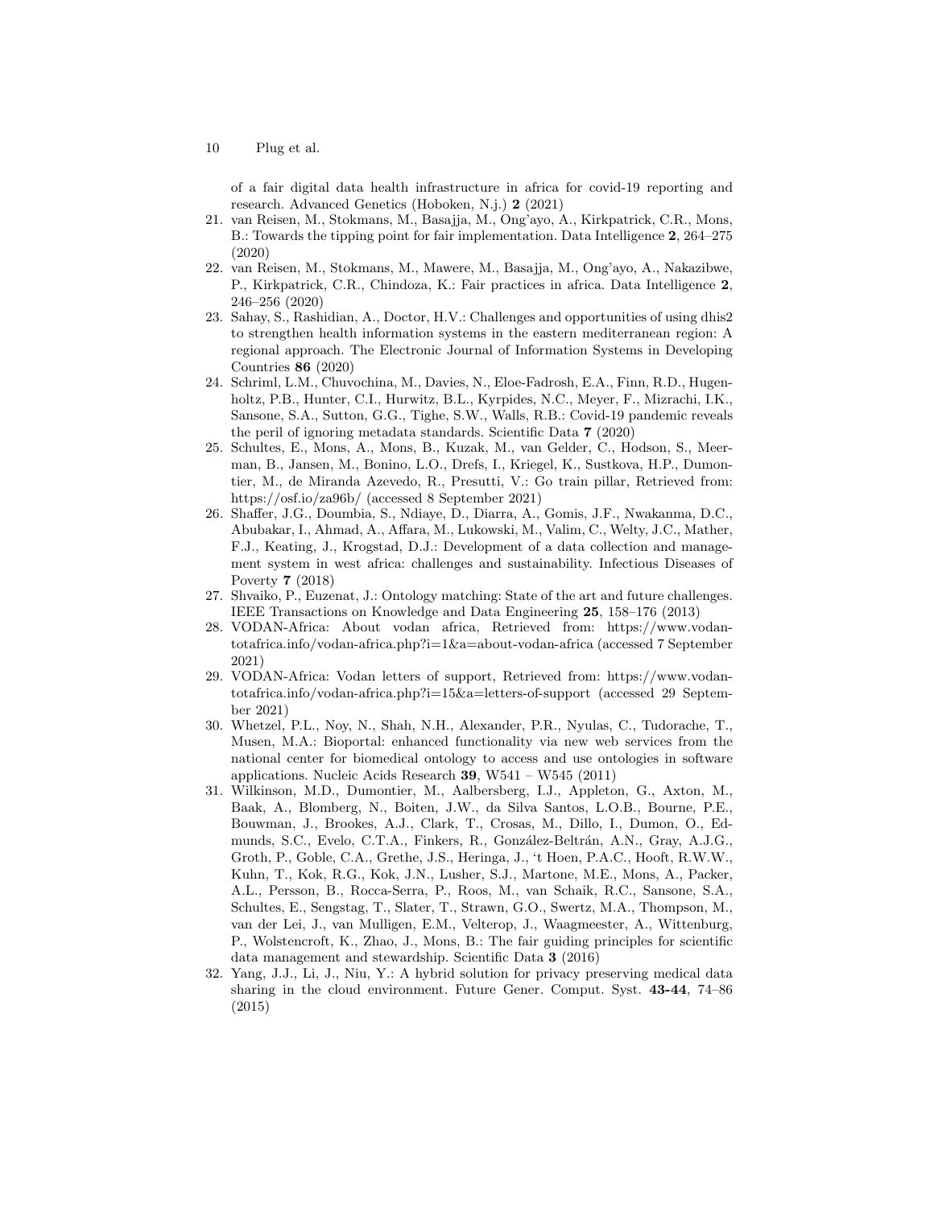of a fair digital data health infrastructure in africa for covid-19 reporting and research. Advanced Genetics (Hoboken, N.j.) **2** (2021)

21. van Reisen, M., Stokmans, M., Basajja, M., Ong'ayo, A., Kirkpatrick, C.R., Mons, B.: Towards the tipping point for fair implementation. Data Intelligence **2**, 264–275 (2020)
22. van Reisen, M., Stokmans, M., Mawere, M., Basajja, M., Ong'ayo, A., Nakazibwe, P., Kirkpatrick, C.R., Chindoza, K.: Fair practices in africa. Data Intelligence **2**, 246–256 (2020)
23. Sahay, S., Rashidian, A., Doctor, H.V.: Challenges and opportunities of using dhis2 to strengthen health information systems in the eastern mediterranean region: A regional approach. The Electronic Journal of Information Systems in Developing Countries **86** (2020)
24. Schriml, L.M., Chuvochina, M., Davies, N., Eloe-Fadrosh, E.A., Finn, R.D., Hugenholtz, P.B., Hunter, C.I., Hurwitz, B.L., Kyrpides, N.C., Meyer, F., Mizrachi, I.K., Sansone, S.A., Sutton, G.G., Tighe, S.W., Walls, R.B.: Covid-19 pandemic reveals the peril of ignoring metadata standards. Scientific Data **7** (2020)
25. Schultes, E., Mons, A., Mons, B., Kuzak, M., van Gelder, C., Hodson, S., Meerman, B., Jansen, M., Bonino, L.O., Drefs, I., Kriegel, K., Sustkova, H.P., Dumontier, M., de Miranda Azevedo, R., Presutti, V.: Go train pillar, Retrieved from: https://osf.io/za96b/ (accessed 8 September 2021)
26. Shaffer, J.G., Doumbia, S., Ndiaye, D., Diarra, A., Gomis, J.F., Nwakanma, D.C., Abubakar, I., Ahmad, A., Affara, M., Lukowski, M., Valim, C., Welty, J.C., Mather, F.J., Keating, J., Krogstad, D.J.: Development of a data collection and management system in west africa: challenges and sustainability. Infectious Diseases of Poverty **7** (2018)
27. Shvaiko, P., Euzenat, J.: Ontology matching: State of the art and future challenges. IEEE Transactions on Knowledge and Data Engineering **25**, 158–176 (2013)
28. VODAN-Africa: About vodan africa, Retrieved from: https://www.vodan-totafrica.info/vodan-africa.php?i=1&a=about-vodan-africa (accessed 7 September 2021)
29. VODAN-Africa: Vodan letters of support, Retrieved from: https://www.vodan-totafrica.info/vodan-africa.php?i=15&a=letters-of-support (accessed 29 September 2021)
30. Whetzel, P.L., Noy, N., Shah, N.H., Alexander, P.R., Nyulas, C., Tudorache, T., Musen, M.A.: Bioportal: enhanced functionality via new web services from the national center for biomedical ontology to access and use ontologies in software applications. Nucleic Acids Research **39**, W541 – W545 (2011)
31. Wilkinson, M.D., Dumontier, M., Aalbersberg, I.J., Appleton, G., Axton, M., Baak, A., Blomberg, N., Boiten, J.W., da Silva Santos, L.O.B., Bourne, P.E., Bouwman, J., Brookes, A.J., Clark, T., Crosas, M., Dillo, I., Dumon, O., Edmunds, S.C., Evelo, C.T.A., Finkers, R., González-Beltrán, A.N., Gray, A.J.G., Groth, P., Goble, C.A., Grethe, J.S., Heringa, J., 't Hoen, P.A.C., Hooft, R.W.W., Kuhn, T., Kok, R.G., Kok, J.N., Lusher, S.J., Martone, M.E., Mons, A., Packer, A.L., Persson, B., Rocca-Serra, P., Roos, M., van Schaik, R.C., Sansone, S.A., Schultes, E., Sengstag, T., Slater, T., Strawn, G.O., Swertz, M.A., Thompson, M., van der Lei, J., van Mulligen, E.M., Velterop, J., Waagmeester, A., Wittenburg, P., Wolstencroft, K., Zhao, J., Mons, B.: The fair guiding principles for scientific data management and stewardship. Scientific Data **3** (2016)
32. Yang, J.J., Li, J., Niu, Y.: A hybrid solution for privacy preserving medical data sharing in the cloud environment. Future Gener. Comput. Syst. **43-44**, 74–86 (2015)